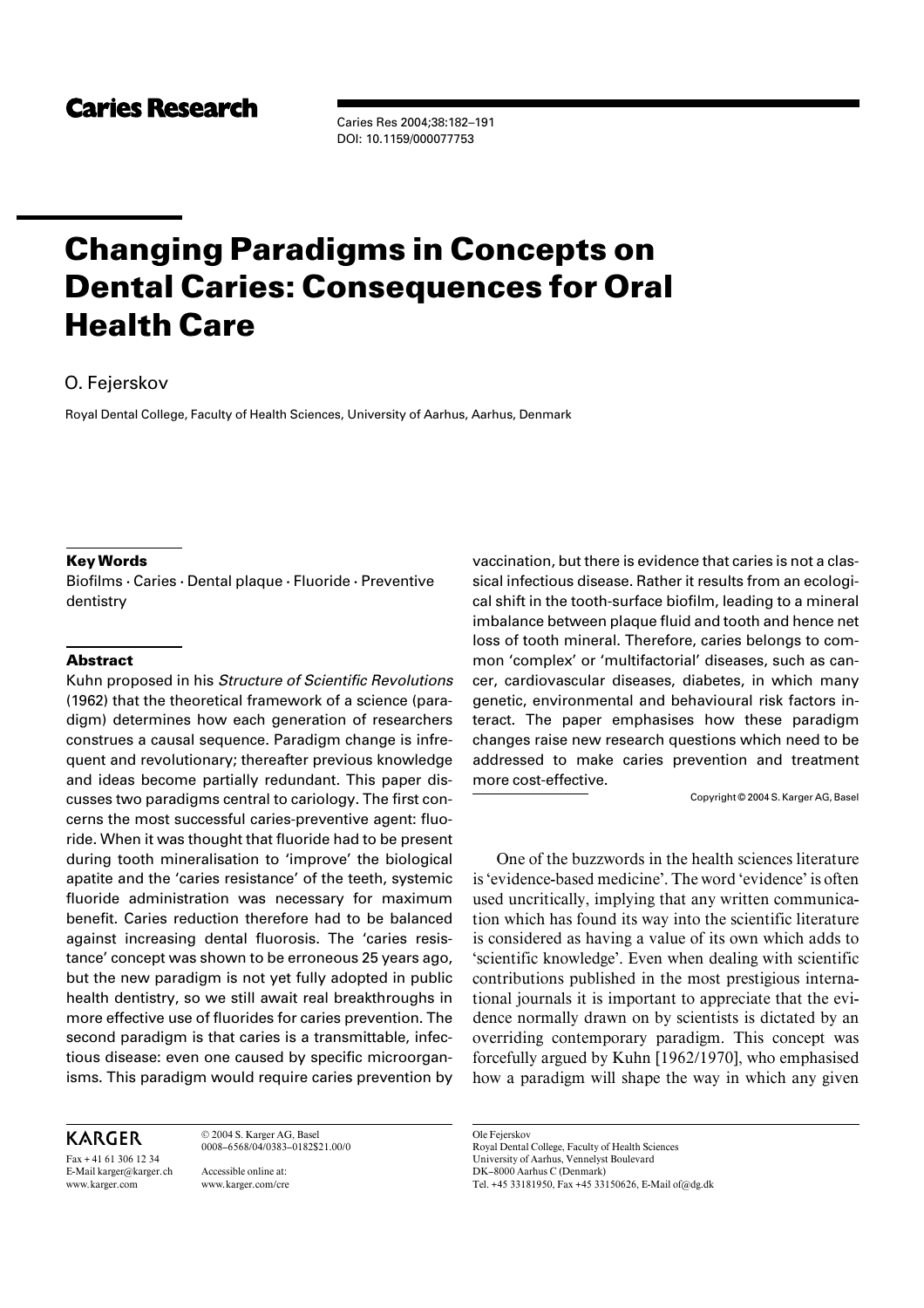# Changing Paradigms in Concepts on Dental Caries: Consequences for Oral Health Care

O. Fejerskov

Royal Dental College, Faculty of Health Sciences, University of Aarhus, Aarhus, Denmark

## Key Words

Biofilms · Caries · Dental plaque · Fluoride · Preventive dentistry

## Abstract

Kuhn proposed in his *Structure of Scientific Revolutions* (1962) that the theoretical framework of a science (paradigm) determines how each generation of researchers construes a causal sequence. Paradigm change is infrequent and revolutionary; thereafter previous knowledge and ideas become partially redundant. This paper discusses two paradigms central to cariology. The first concerns the most successful caries-preventive agent: fluoride. When it was thought that fluoride had to be present during tooth mineralisation to 'improve' the biological apatite and the 'caries resistance' of the teeth, systemic fluoride administration was necessary for maximum benefit. Caries reduction therefore had to be balanced against increasing dental fluorosis. The 'caries resistance' concept was shown to be erroneous 25 years ago, but the new paradigm is not yet fully adopted in public health dentistry, so we still await real breakthroughs in more effective use of fluorides for caries prevention. The second paradigm is that caries is a transmittable, infectious disease: even one caused by specific microorganisms. This paradigm would require caries prevention by vaccination, but there is evidence that caries is not a classical infectious disease. Rather it results from an ecological shift in the tooth-surface biofilm, leading to a mineral imbalance between plaque fluid and tooth and hence net loss of tooth mineral. Therefore, caries belongs to common 'complex' or 'multifactorial' diseases, such as cancer, cardiovascular diseases, diabetes, in which many genetic, environmental and behavioural risk factors interact. The paper emphasises how these paradigm changes raise new research questions which need to be addressed to make caries prevention and treatment more cost-effective.

Copyright © 2004 S. Karger AG, Basel

One of the buzzwords in the health sciences literature is 'evidence-based medicine'. The word 'evidence' is often used uncritically, implying that any written communication which has found its way into the scientific literature is considered as having a value of its own which adds to 'scientific knowledge'. Even when dealing with scientific contributions published in the most prestigious international journals it is important to appreciate that the evidence normally drawn on by scientists is dictated by an overriding contemporary paradigm. This concept was forcefully argued by Kuhn [1962/1970], who emphasised how a paradigm will shape the way in which any given

KARGER

Fax + 41 61 306 12 34
E-Mail karger@karger.ch
www.karger.com

© 2004 S. Karger AG, Basel
0008–6568/04/0383–0182$21.00/0

Accessible online at:
www.karger.com/cre

Ole Fejerskov
Royal Dental College, Faculty of Health Sciences
University of Aarhus, Vennelyst Boulevard
DK–8000 Aarhus C (Denmark)
Tel. +45 33181950, Fax +45 33150626, E-Mail of@dg.dk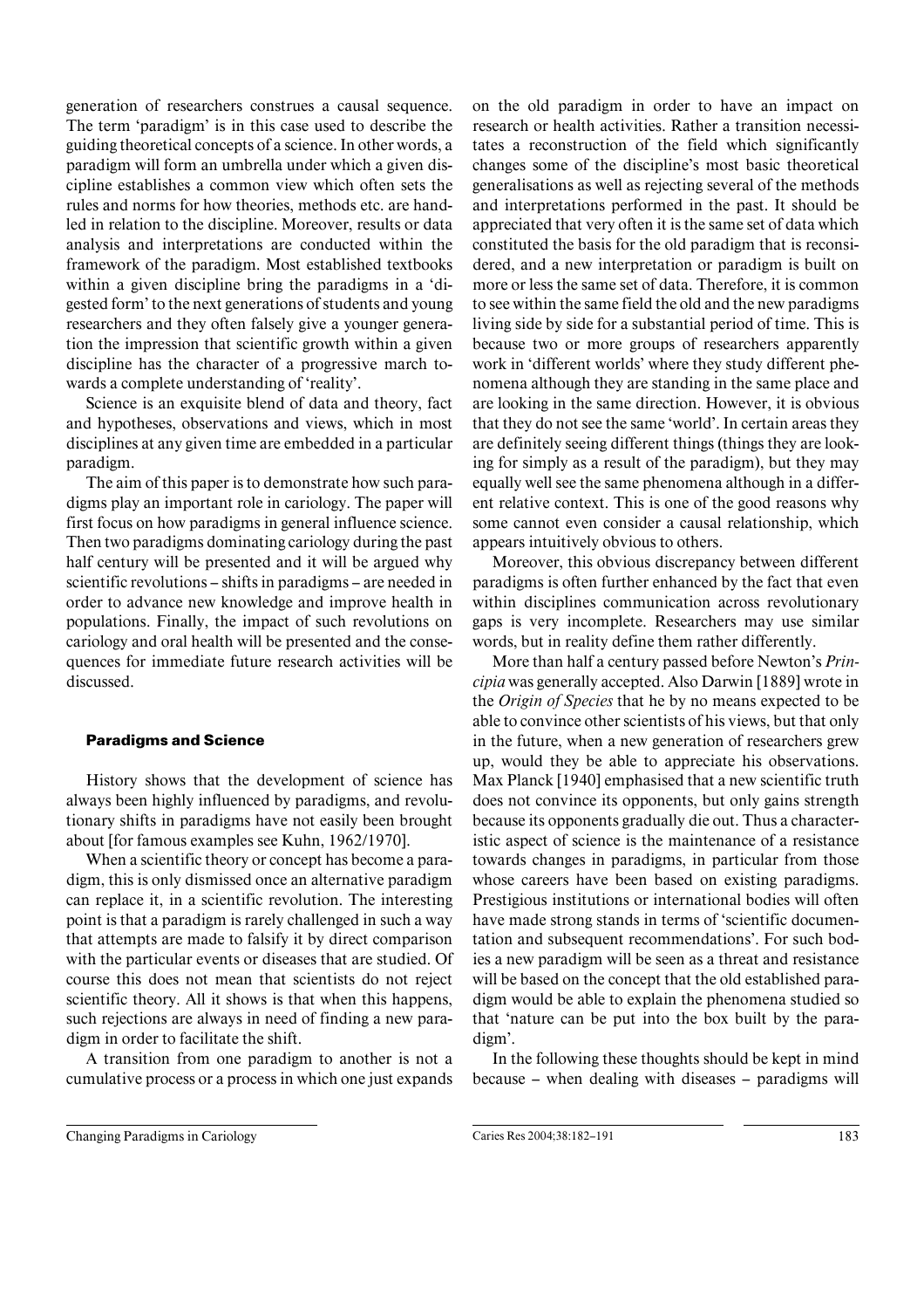generation of researchers construes a causal sequence. The term 'paradigm' is in this case used to describe the guiding theoretical concepts of a science. In other words, a paradigm will form an umbrella under which a given discipline establishes a common view which often sets the rules and norms for how theories, methods etc. are handled in relation to the discipline. Moreover, results or data analysis and interpretations are conducted within the framework of the paradigm. Most established textbooks within a given discipline bring the paradigms in a 'digested form' to the next generations of students and young researchers and they often falsely give a younger generation the impression that scientific growth within a given discipline has the character of a progressive march towards a complete understanding of 'reality'.

Science is an exquisite blend of data and theory, fact and hypotheses, observations and views, which in most disciplines at any given time are embedded in a particular paradigm.

The aim of this paper is to demonstrate how such paradigms play an important role in cariology. The paper will first focus on how paradigms in general influence science. Then two paradigms dominating cariology during the past half century will be presented and it will be argued why scientific revolutions – shifts in paradigms – are needed in order to advance new knowledge and improve health in populations. Finally, the impact of such revolutions on cariology and oral health will be presented and the consequences for immediate future research activities will be discussed.

## Paradigms and Science

History shows that the development of science has always been highly influenced by paradigms, and revolutionary shifts in paradigms have not easily been brought about [for famous examples see Kuhn, 1962/1970].

When a scientific theory or concept has become a paradigm, this is only dismissed once an alternative paradigm can replace it, in a scientific revolution. The interesting point is that a paradigm is rarely challenged in such a way that attempts are made to falsify it by direct comparison with the particular events or diseases that are studied. Of course this does not mean that scientists do not reject scientific theory. All it shows is that when this happens, such rejections are always in need of finding a new paradigm in order to facilitate the shift.

A transition from one paradigm to another is not a cumulative process or a process in which one just expands on the old paradigm in order to have an impact on research or health activities. Rather a transition necessitates a reconstruction of the field which significantly changes some of the discipline's most basic theoretical generalisations as well as rejecting several of the methods and interpretations performed in the past. It should be appreciated that very often it is the same set of data which constituted the basis for the old paradigm that is reconsidered, and a new interpretation or paradigm is built on more or less the same set of data. Therefore, it is common to see within the same field the old and the new paradigms living side by side for a substantial period of time. This is because two or more groups of researchers apparently work in 'different worlds' where they study different phenomena although they are standing in the same place and are looking in the same direction. However, it is obvious that they do not see the same 'world'. In certain areas they are definitely seeing different things (things they are looking for simply as a result of the paradigm), but they may equally well see the same phenomena although in a different relative context. This is one of the good reasons why some cannot even consider a causal relationship, which appears intuitively obvious to others.

Moreover, this obvious discrepancy between different paradigms is often further enhanced by the fact that even within disciplines communication across revolutionary gaps is very incomplete. Researchers may use similar words, but in reality define them rather differently.

More than half a century passed before Newton's *Principia* was generally accepted. Also Darwin [1889] wrote in the *Origin of Species* that he by no means expected to be able to convince other scientists of his views, but that only in the future, when a new generation of researchers grew up, would they be able to appreciate his observations. Max Planck [1940] emphasised that a new scientific truth does not convince its opponents, but only gains strength because its opponents gradually die out. Thus a characteristic aspect of science is the maintenance of a resistance towards changes in paradigms, in particular from those whose careers have been based on existing paradigms. Prestigious institutions or international bodies will often have made strong stands in terms of 'scientific documentation and subsequent recommendations'. For such bodies a new paradigm will be seen as a threat and resistance will be based on the concept that the old established paradigm would be able to explain the phenomena studied so that 'nature can be put into the box built by the paradigm'.

In the following these thoughts should be kept in mind because – when dealing with diseases – paradigms will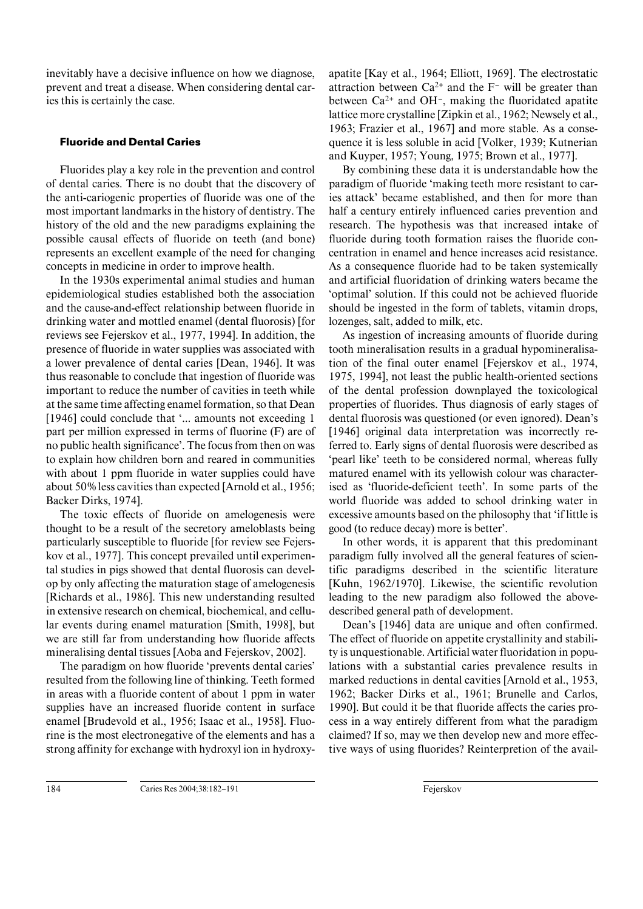inevitably have a decisive influence on how we diagnose, prevent and treat a disease. When considering dental caries this is certainly the case.

## Fluoride and Dental Caries

Fluorides play a key role in the prevention and control of dental caries. There is no doubt that the discovery of the anti-cariogenic properties of fluoride was one of the most important landmarks in the history of dentistry. The history of the old and the new paradigms explaining the possible causal effects of fluoride on teeth (and bone) represents an excellent example of the need for changing concepts in medicine in order to improve health.

In the 1930s experimental animal studies and human epidemiological studies established both the association and the cause-and-effect relationship between fluoride in drinking water and mottled enamel (dental fluorosis) [for reviews see Fejerskov et al., 1977, 1994]. In addition, the presence of fluoride in water supplies was associated with a lower prevalence of dental caries [Dean, 1946]. It was thus reasonable to conclude that ingestion of fluoride was important to reduce the number of cavities in teeth while at the same time affecting enamel formation, so that Dean [1946] could conclude that '... amounts not exceeding 1 part per million expressed in terms of fluorine (F) are of no public health significance'. The focus from then on was to explain how children born and reared in communities with about 1 ppm fluoride in water supplies could have about 50% less cavities than expected [Arnold et al., 1956; Backer Dirks, 1974].

The toxic effects of fluoride on amelogenesis were thought to be a result of the secretory ameloblasts being particularly susceptible to fluoride [for review see Fejerskov et al., 1977]. This concept prevailed until experimental studies in pigs showed that dental fluorosis can develop by only affecting the maturation stage of amelogenesis [Richards et al., 1986]. This new understanding resulted in extensive research on chemical, biochemical, and cellular events during enamel maturation [Smith, 1998], but we are still far from understanding how fluoride affects mineralising dental tissues [Aoba and Fejerskov, 2002].

The paradigm on how fluoride 'prevents dental caries' resulted from the following line of thinking. Teeth formed in areas with a fluoride content of about 1 ppm in water supplies have an increased fluoride content in surface enamel [Brudevold et al., 1956; Isaac et al., 1958]. Fluorine is the most electronegative of the elements and has a strong affinity for exchange with hydroxyl ion in hydroxyapatite [Kay et al., 1964; Elliott, 1969]. The electrostatic attraction between $Ca^{2+}$ and the $F^{-}$ will be greater than between $Ca^{2+}$ and $OH^{-}$, making the fluoridated apatite lattice more crystalline [Zipkin et al., 1962; Newsely et al., 1963; Frazier et al., 1967] and more stable. As a consequence it is less soluble in acid [Volker, 1939; Kutnerian and Kuyper, 1957; Young, 1975; Brown et al., 1977].

By combining these data it is understandable how the paradigm of fluoride 'making teeth more resistant to caries attack' became established, and then for more than half a century entirely influenced caries prevention and research. The hypothesis was that increased intake of fluoride during tooth formation raises the fluoride concentration in enamel and hence increases acid resistance. As a consequence fluoride had to be taken systemically and artificial fluoridation of drinking waters became the 'optimal' solution. If this could not be achieved fluoride should be ingested in the form of tablets, vitamin drops, lozenges, salt, added to milk, etc.

As ingestion of increasing amounts of fluoride during tooth mineralisation results in a gradual hypomineralisation of the final outer enamel [Fejerskov et al., 1974, 1975, 1994], not least the public health-oriented sections of the dental profession downplayed the toxicological properties of fluorides. Thus diagnosis of early stages of dental fluorosis was questioned (or even ignored). Dean's [1946] original data interpretation was incorrectly referred to. Early signs of dental fluorosis were described as 'pearl like' teeth to be considered normal, whereas fully matured enamel with its yellowish colour was characterised as 'fluoride-deficient teeth'. In some parts of the world fluoride was added to school drinking water in excessive amounts based on the philosophy that 'if little is good (to reduce decay) more is better'.

In other words, it is apparent that this predominant paradigm fully involved all the general features of scientific paradigms described in the scientific literature [Kuhn, 1962/1970]. Likewise, the scientific revolution leading to the new paradigm also followed the above-described general path of development.

Dean's [1946] data are unique and often confirmed. The effect of fluoride on appetite crystallinity and stability is unquestionable. Artificial water fluoridation in populations with a substantial caries prevalence results in marked reductions in dental cavities [Arnold et al., 1953, 1962; Backer Dirks et al., 1961; Brunelle and Carlos, 1990]. But could it be that fluoride affects the caries process in a way entirely different from what the paradigm claimed? If so, may we then develop new and more effective ways of using fluorides? Reinterpretion of the avail-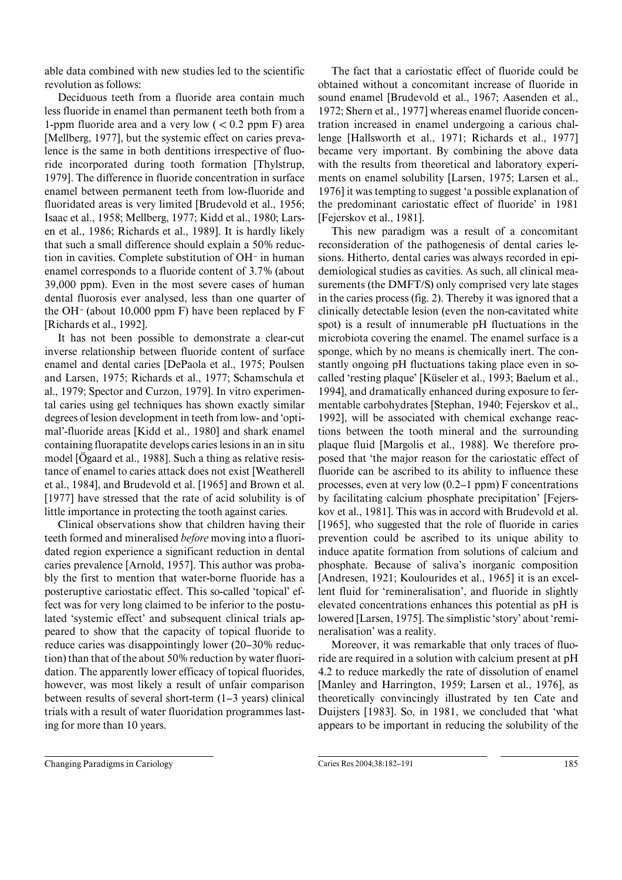able data combined with new studies led to the scientific revolution as follows:

Deciduous teeth from a fluoride area contain much less fluoride in enamel than permanent teeth both from a 1-ppm fluoride area and a very low ( < 0.2 ppm F) area [Mellberg, 1977], but the systemic effect on caries prevalence is the same in both dentitions irrespective of fluoride incorporated during tooth formation [Thylstrup, 1979]. The difference in fluoride concentration in surface enamel between permanent teeth from low-fluoride and fluoridated areas is very limited [Brudevold et al., 1956; Isaac et al., 1958; Mellberg, 1977; Kidd et al., 1980; Larsen et al., 1986; Richards et al., 1989]. It is hardly likely that such a small difference should explain a 50% reduction in cavities. Complete substitution of $OH^-$ in human enamel corresponds to a fluoride content of 3.7% (about 39,000 ppm). Even in the most severe cases of human dental fluorosis ever analysed, less than one quarter of the $OH^-$ (about 10,000 ppm F) have been replaced by F [Richards et al., 1992].

It has not been possible to demonstrate a clear-cut inverse relationship between fluoride content of surface enamel and dental caries [DePaola et al., 1975; Poulsen and Larsen, 1975; Richards et al., 1977; Schamschula et al., 1979; Spector and Curzon, 1979]. In vitro experimental caries using gel techniques has shown exactly similar degrees of lesion development in teeth from low- and 'optimal'-fluoride areas [Kidd et al., 1980] and shark enamel containing fluorapatite develops caries lesions in an in situ model [Ögaard et al., 1988]. Such a thing as relative resistance of enamel to caries attack does not exist [Weatherell et al., 1984], and Brudevold et al. [1965] and Brown et al. [1977] have stressed that the rate of acid solubility is of little importance in protecting the tooth against caries.

Clinical observations show that children having their teeth formed and mineralised *before* moving into a fluoridated region experience a significant reduction in dental caries prevalence [Arnold, 1957]. This author was probably the first to mention that water-borne fluoride has a posteruptive cariostatic effect. This so-called 'topical' effect was for very long claimed to be inferior to the postulated 'systemic effect' and subsequent clinical trials appeared to show that the capacity of topical fluoride to reduce caries was disappointingly lower (20–30% reduction) than that of the about 50% reduction by water fluoridation. The apparently lower efficacy of topical fluorides, however, was most likely a result of unfair comparison between results of several short-term (1–3 years) clinical trials with a result of water fluoridation programmes lasting for more than 10 years.

The fact that a cariostatic effect of fluoride could be obtained without a concomitant increase of fluoride in sound enamel [Brudevold et al., 1967; Aasenden et al., 1972; Shern et al., 1977] whereas enamel fluoride concentration increased in enamel undergoing a carious challenge [Hallsworth et al., 1971; Richards et al., 1977] became very important. By combining the above data with the results from theoretical and laboratory experiments on enamel solubility [Larsen, 1975; Larsen et al., 1976] it was tempting to suggest 'a possible explanation of the predominant cariostatic effect of fluoride' in 1981 [Fejerskov et al., 1981].

This new paradigm was a result of a concomitant reconsideration of the pathogenesis of dental caries lesions. Hitherto, dental caries was always recorded in epidemiological studies as cavities. As such, all clinical measurements (the DMFT/S) only comprised very late stages in the caries process (fig. 2). Thereby it was ignored that a clinically detectable lesion (even the non-cavitated white spot) is a result of innumerable pH fluctuations in the microbiota covering the enamel. The enamel surface is a sponge, which by no means is chemically inert. The constantly ongoing pH fluctuations taking place even in so-called 'resting plaque' [Küseler et al., 1993; Baelum et al., 1994], and dramatically enhanced during exposure to fermentable carbohydrates [Stephan, 1940; Fejerskov et al., 1992], will be associated with chemical exchange reactions between the tooth mineral and the surrounding plaque fluid [Margolis et al., 1988]. We therefore proposed that 'the major reason for the cariostatic effect of fluoride can be ascribed to its ability to influence these processes, even at very low (0.2–1 ppm) F concentrations by facilitating calcium phosphate precipitation' [Fejerskov et al., 1981]. This was in accord with Brudevold et al. [1965], who suggested that the role of fluoride in caries prevention could be ascribed to its unique ability to induce apatite formation from solutions of calcium and phosphate. Because of saliva's inorganic composition [Andresen, 1921; Koulourides et al., 1965] it is an excellent fluid for 'remineralisation', and fluoride in slightly elevated concentrations enhances this potential as pH is lowered [Larsen, 1975]. The simplistic 'story' about 'remineralisation' was a reality.

Moreover, it was remarkable that only traces of fluoride are required in a solution with calcium present at pH 4.2 to reduce markedly the rate of dissolution of enamel [Manley and Harrington, 1959; Larsen et al., 1976], as theoretically convincingly illustrated by ten Cate and Duijsters [1983]. So, in 1981, we concluded that 'what appears to be important in reducing the solubility of the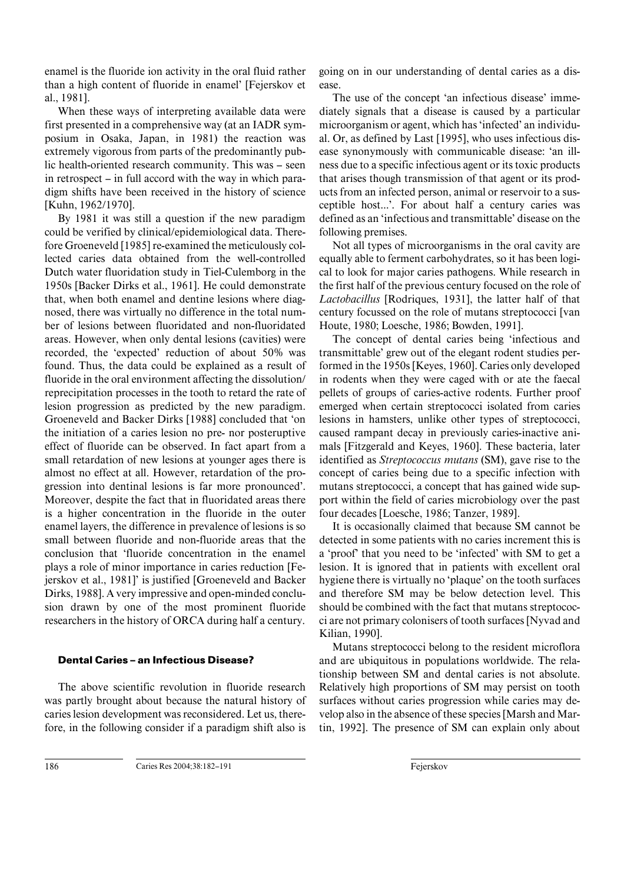enamel is the fluoride ion activity in the oral fluid rather than a high content of fluoride in enamel' [Fejerskov et al., 1981].

When these ways of interpreting available data were first presented in a comprehensive way (at an IADR symposium in Osaka, Japan, in 1981) the reaction was extremely vigorous from parts of the predominantly public health-oriented research community. This was – seen in retrospect – in full accord with the way in which paradigm shifts have been received in the history of science [Kuhn, 1962/1970].

By 1981 it was still a question if the new paradigm could be verified by clinical/epidemiological data. Therefore Groeneveld [1985] re-examined the meticulously collected caries data obtained from the well-controlled Dutch water fluoridation study in Tiel-Culemborg in the 1950s [Backer Dirks et al., 1961]. He could demonstrate that, when both enamel and dentine lesions where diagnosed, there was virtually no difference in the total number of lesions between fluoridated and non-fluoridated areas. However, when only dental lesions (cavities) were recorded, the 'expected' reduction of about 50% was found. Thus, the data could be explained as a result of fluoride in the oral environment affecting the dissolution/reprecipitation processes in the tooth to retard the rate of lesion progression as predicted by the new paradigm. Groeneveld and Backer Dirks [1988] concluded that 'on the initiation of a caries lesion no pre- nor posteruptive effect of fluoride can be observed. In fact apart from a small retardation of new lesions at younger ages there is almost no effect at all. However, retardation of the progression into dentinal lesions is far more pronounced'. Moreover, despite the fact that in fluoridated areas there is a higher concentration in the fluoride in the outer enamel layers, the difference in prevalence of lesions is so small between fluoride and non-fluoride areas that the conclusion that 'fluoride concentration in the enamel plays a role of minor importance in caries reduction [Fejerskov et al., 1981]' is justified [Groeneveld and Backer Dirks, 1988]. A very impressive and open-minded conclusion drawn by one of the most prominent fluoride researchers in the history of ORCA during half a century.

## Dental Caries – an Infectious Disease?

The above scientific revolution in fluoride research was partly brought about because the natural history of caries lesion development was reconsidered. Let us, therefore, in the following consider if a paradigm shift also is going on in our understanding of dental caries as a disease.

The use of the concept 'an infectious disease' immediately signals that a disease is caused by a particular microorganism or agent, which has 'infected' an individual. Or, as defined by Last [1995], who uses infectious disease synonymously with communicable disease: 'an illness due to a specific infectious agent or its toxic products that arises though transmission of that agent or its products from an infected person, animal or reservoir to a susceptible host...'. For about half a century caries was defined as an 'infectious and transmittable' disease on the following premises.

Not all types of microorganisms in the oral cavity are equally able to ferment carbohydrates, so it has been logical to look for major caries pathogens. While research in the first half of the previous century focused on the role of *Lactobacillus* [Rodriques, 1931], the latter half of that century focussed on the role of mutans streptococci [van Houte, 1980; Loesche, 1986; Bowden, 1991].

The concept of dental caries being 'infectious and transmittable' grew out of the elegant rodent studies performed in the 1950s [Keyes, 1960]. Caries only developed in rodents when they were caged with or ate the faecal pellets of groups of caries-active rodents. Further proof emerged when certain streptococci isolated from caries lesions in hamsters, unlike other types of streptococci, caused rampant decay in previously caries-inactive animals [Fitzgerald and Keyes, 1960]. These bacteria, later identified as *Streptococcus mutans* (SM), gave rise to the concept of caries being due to a specific infection with mutans streptococci, a concept that has gained wide support within the field of caries microbiology over the past four decades [Loesche, 1986; Tanzer, 1989].

It is occasionally claimed that because SM cannot be detected in some patients with no caries increment this is a 'proof' that you need to be 'infected' with SM to get a lesion. It is ignored that in patients with excellent oral hygiene there is virtually no 'plaque' on the tooth surfaces and therefore SM may be below detection level. This should be combined with the fact that mutans streptococci are not primary colonisers of tooth surfaces [Nyvad and Kilian, 1990].

Mutans streptococci belong to the resident microflora and are ubiquitous in populations worldwide. The relationship between SM and dental caries is not absolute. Relatively high proportions of SM may persist on tooth surfaces without caries progression while caries may develop also in the absence of these species [Marsh and Martin, 1992]. The presence of SM can explain only about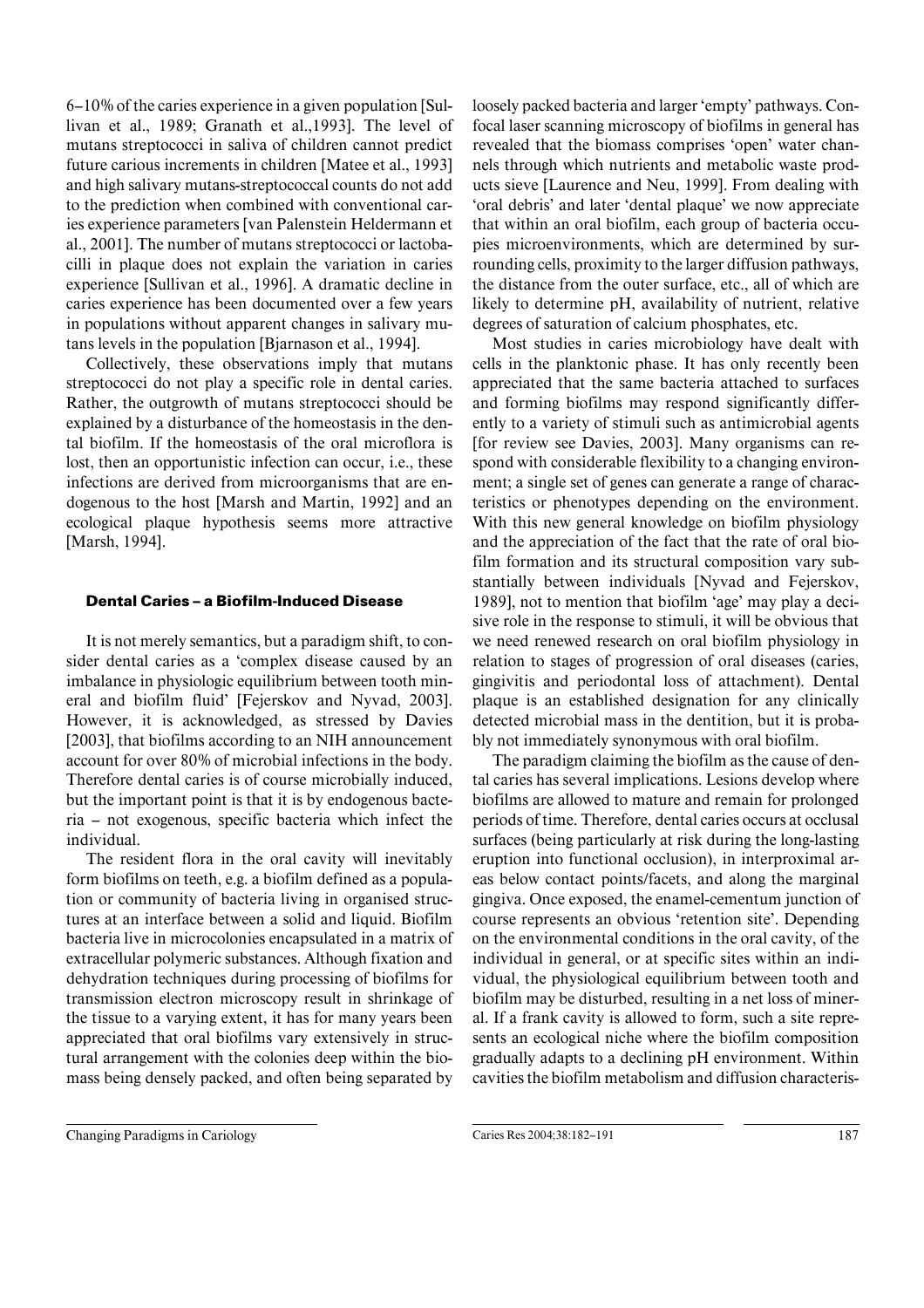6–10% of the caries experience in a given population [Sullivan et al., 1989; Granath et al.,1993]. The level of mutans streptococci in saliva of children cannot predict future carious increments in children [Matee et al., 1993] and high salivary mutans-streptococcal counts do not add to the prediction when combined with conventional caries experience parameters [van Palenstein Heldermann et al., 2001]. The number of mutans streptococci or lactobacilli in plaque does not explain the variation in caries experience [Sullivan et al., 1996]. A dramatic decline in caries experience has been documented over a few years in populations without apparent changes in salivary mutans levels in the population [Bjarnason et al., 1994].

Collectively, these observations imply that mutans streptococci do not play a specific role in dental caries. Rather, the outgrowth of mutans streptococci should be explained by a disturbance of the homeostasis in the dental biofilm. If the homeostasis of the oral microflora is lost, then an opportunistic infection can occur, i.e., these infections are derived from microorganisms that are endogenous to the host [Marsh and Martin, 1992] and an ecological plaque hypothesis seems more attractive [Marsh, 1994].

## Dental Caries – a Biofilm-Induced Disease

It is not merely semantics, but a paradigm shift, to consider dental caries as a 'complex disease caused by an imbalance in physiologic equilibrium between tooth mineral and biofilm fluid' [Fejerskov and Nyvad, 2003]. However, it is acknowledged, as stressed by Davies [2003], that biofilms according to an NIH announcement account for over 80% of microbial infections in the body. Therefore dental caries is of course microbially induced, but the important point is that it is by endogenous bacteria – not exogenous, specific bacteria which infect the individual.

The resident flora in the oral cavity will inevitably form biofilms on teeth, e.g. a biofilm defined as a population or community of bacteria living in organised structures at an interface between a solid and liquid. Biofilm bacteria live in microcolonies encapsulated in a matrix of extracellular polymeric substances. Although fixation and dehydration techniques during processing of biofilms for transmission electron microscopy result in shrinkage of the tissue to a varying extent, it has for many years been appreciated that oral biofilms vary extensively in structural arrangement with the colonies deep within the biomass being densely packed, and often being separated by loosely packed bacteria and larger 'empty' pathways. Confocal laser scanning microscopy of biofilms in general has revealed that the biomass comprises 'open' water channels through which nutrients and metabolic waste products sieve [Laurence and Neu, 1999]. From dealing with 'oral debris' and later 'dental plaque' we now appreciate that within an oral biofilm, each group of bacteria occupies microenvironments, which are determined by surrounding cells, proximity to the larger diffusion pathways, the distance from the outer surface, etc., all of which are likely to determine pH, availability of nutrient, relative degrees of saturation of calcium phosphates, etc.

Most studies in caries microbiology have dealt with cells in the planktonic phase. It has only recently been appreciated that the same bacteria attached to surfaces and forming biofilms may respond significantly differently to a variety of stimuli such as antimicrobial agents [for review see Davies, 2003]. Many organisms can respond with considerable flexibility to a changing environment; a single set of genes can generate a range of characteristics or phenotypes depending on the environment. With this new general knowledge on biofilm physiology and the appreciation of the fact that the rate of oral biofilm formation and its structural composition vary substantially between individuals [Nyvad and Fejerskov, 1989], not to mention that biofilm 'age' may play a decisive role in the response to stimuli, it will be obvious that we need renewed research on oral biofilm physiology in relation to stages of progression of oral diseases (caries, gingivitis and periodontal loss of attachment). Dental plaque is an established designation for any clinically detected microbial mass in the dentition, but it is probably not immediately synonymous with oral biofilm.

The paradigm claiming the biofilm as the cause of dental caries has several implications. Lesions develop where biofilms are allowed to mature and remain for prolonged periods of time. Therefore, dental caries occurs at occlusal surfaces (being particularly at risk during the long-lasting eruption into functional occlusion), in interproximal areas below contact points/facets, and along the marginal gingiva. Once exposed, the enamel-cementum junction of course represents an obvious 'retention site'. Depending on the environmental conditions in the oral cavity, of the individual in general, or at specific sites within an individual, the physiological equilibrium between tooth and biofilm may be disturbed, resulting in a net loss of mineral. If a frank cavity is allowed to form, such a site represents an ecological niche where the biofilm composition gradually adapts to a declining pH environment. Within cavities the biofilm metabolism and diffusion characteris-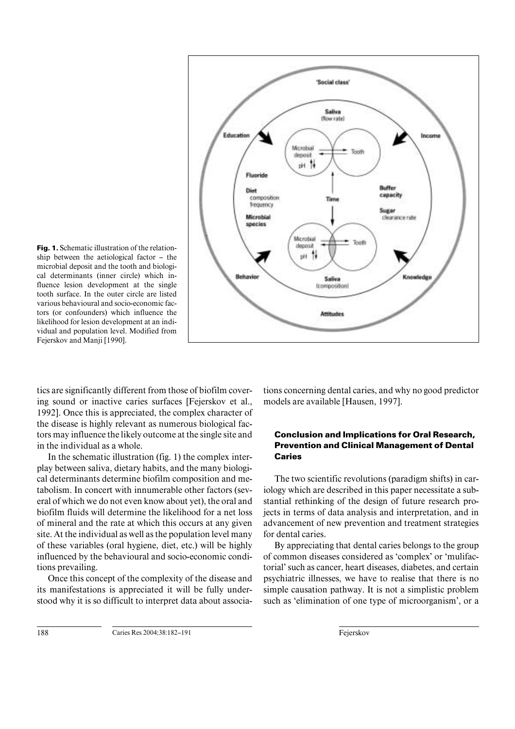**Fig. 1.** Schematic illustration of the relationship between the aetiological factor – the microbial deposit and the tooth and biological determinants (inner circle) which influence lesion development at the single tooth surface. In the outer circle are listed various behavioural and socio-economic factors (or confounders) which influence the likelihood for lesion development at an individual and population level. Modified from Fejerskov and Manji [1990].

tics are significantly different from those of biofilm covering sound or inactive caries surfaces [Fejerskov et al., 1992]. Once this is appreciated, the complex character of the disease is highly relevant as numerous biological factors may influence the likely outcome at the single site and in the individual as a whole.

In the schematic illustration (fig. 1) the complex interplay between saliva, dietary habits, and the many biological determinants determine biofilm composition and metabolism. In concert with innumerable other factors (several of which we do not even know about yet), the oral and biofilm fluids will determine the likelihood for a net loss of mineral and the rate at which this occurs at any given site. At the individual as well as the population level many of these variables (oral hygiene, diet, etc.) will be highly influenced by the behavioural and socio-economic conditions prevailing.

Once this concept of the complexity of the disease and its manifestations is appreciated it will be fully understood why it is so difficult to interpret data about associations concerning dental caries, and why no good predictor models are available [Hausen, 1997].

## Conclusion and Implications for Oral Research, Prevention and Clinical Management of Dental Caries

The two scientific revolutions (paradigm shifts) in cariology which are described in this paper necessitate a substantial rethinking of the design of future research projects in terms of data analysis and interpretation, and in advancement of new prevention and treatment strategies for dental caries.

By appreciating that dental caries belongs to the group of common diseases considered as 'complex' or 'mulifactorial' such as cancer, heart diseases, diabetes, and certain psychiatric illnesses, we have to realise that there is no simple causation pathway. It is not a simplistic problem such as 'elimination of one type of microorganism', or a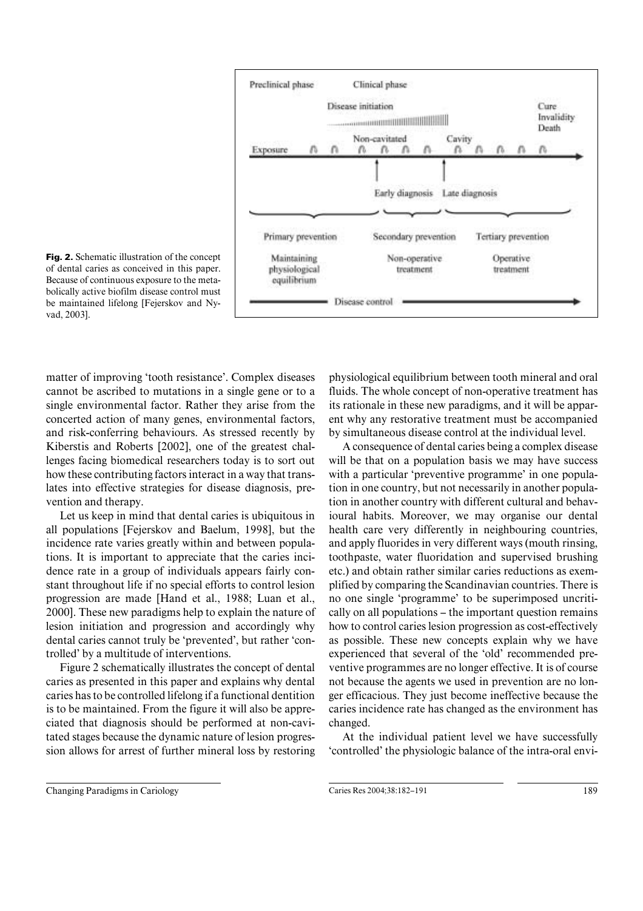Preclinical phase

Clinical phase

Disease initiation

Cure

Invalidity

Death

Non-cavitated

Cavity

Exposure

Early diagnosis

Late diagnosis

Primary prevention

Secondary prevention

Tertiary prevention

Maintaining physiological equilibrium

Non-operative treatment

Operative treatment

Disease control

**Fig. 2.** Schematic illustration of the concept of dental caries as conceived in this paper. Because of continuous exposure to the metabolically active biofilm disease control must be maintained lifelong [Fejerskov and Nyvad, 2003].

matter of improving 'tooth resistance'. Complex diseases cannot be ascribed to mutations in a single gene or to a single environmental factor. Rather they arise from the concerted action of many genes, environmental factors, and risk-conferring behaviours. As stressed recently by Kiberstis and Roberts [2002], one of the greatest challenges facing biomedical researchers today is to sort out how these contributing factors interact in a way that translates into effective strategies for disease diagnosis, prevention and therapy.

Let us keep in mind that dental caries is ubiquitous in all populations [Fejerskov and Baelum, 1998], but the incidence rate varies greatly within and between populations. It is important to appreciate that the caries incidence rate in a group of individuals appears fairly constant throughout life if no special efforts to control lesion progression are made [Hand et al., 1988; Luan et al., 2000]. These new paradigms help to explain the nature of lesion initiation and progression and accordingly why dental caries cannot truly be 'prevented', but rather 'controlled' by a multitude of interventions.

Figure 2 schematically illustrates the concept of dental caries as presented in this paper and explains why dental caries has to be controlled lifelong if a functional dentition is to be maintained. From the figure it will also be appreciated that diagnosis should be performed at non-cavitated stages because the dynamic nature of lesion progression allows for arrest of further mineral loss by restoring physiological equilibrium between tooth mineral and oral fluids. The whole concept of non-operative treatment has its rationale in these new paradigms, and it will be apparent why any restorative treatment must be accompanied by simultaneous disease control at the individual level.

A consequence of dental caries being a complex disease will be that on a population basis we may have success with a particular 'preventive programme' in one population in one country, but not necessarily in another population in another country with different cultural and behavioural habits. Moreover, we may organise our dental health care very differently in neighbouring countries, and apply fluorides in very different ways (mouth rinsing, toothpaste, water fluoridation and supervised brushing etc.) and obtain rather similar caries reductions as exemplified by comparing the Scandinavian countries. There is no one single 'programme' to be superimposed uncritically on all populations – the important question remains how to control caries lesion progression as cost-effectively as possible. These new concepts explain why we have experienced that several of the 'old' recommended preventive programmes are no longer effective. It is of course not because the agents we used in prevention are no longer efficacious. They just become ineffective because the caries incidence rate has changed as the environment has changed.

At the individual patient level we have successfully 'controlled' the physiologic balance of the intra-oral envi-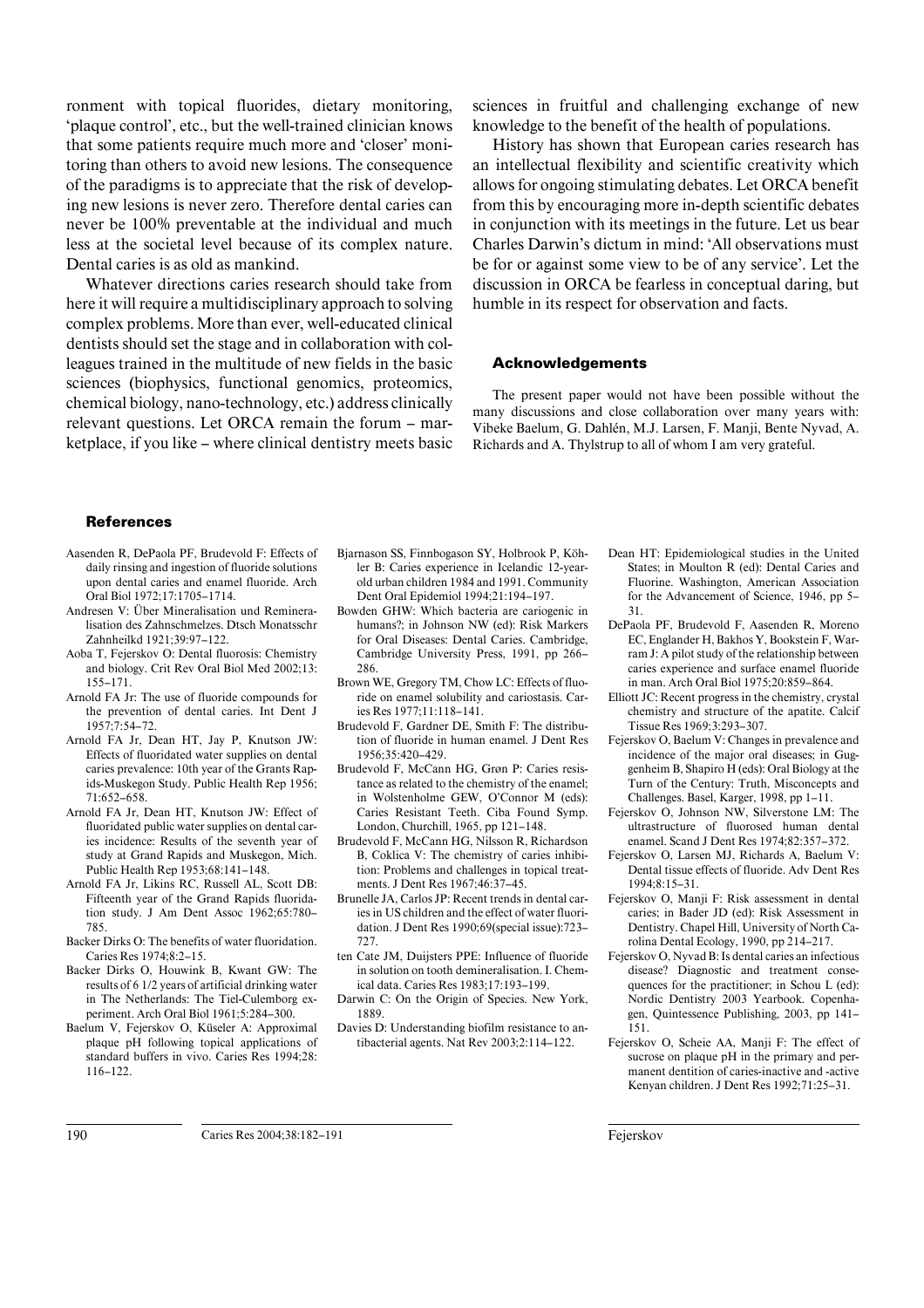ronment with topical fluorides, dietary monitoring, 'plaque control', etc., but the well-trained clinician knows that some patients require much more and 'closer' monitoring than others to avoid new lesions. The consequence of the paradigms is to appreciate that the risk of developing new lesions is never zero. Therefore dental caries can never be 100% preventable at the individual and much less at the societal level because of its complex nature. Dental caries is as old as mankind.

Whatever directions caries research should take from here it will require a multidisciplinary approach to solving complex problems. More than ever, well-educated clinical dentists should set the stage and in collaboration with colleagues trained in the multitude of new fields in the basic sciences (biophysics, functional genomics, proteomics, chemical biology, nano-technology, etc.) address clinically relevant questions. Let ORCA remain the forum – marketplace, if you like – where clinical dentistry meets basic sciences in fruitful and challenging exchange of new knowledge to the benefit of the health of populations.

History has shown that European caries research has an intellectual flexibility and scientific creativity which allows for ongoing stimulating debates. Let ORCA benefit from this by encouraging more in-depth scientific debates in conjunction with its meetings in the future. Let us bear Charles Darwin's dictum in mind: 'All observations must be for or against some view to be of any service'. Let the discussion in ORCA be fearless in conceptual daring, but humble in its respect for observation and facts.

## Acknowledgements

The present paper would not have been possible without the many discussions and close collaboration over many years with: Vibeke Baelum, G. Dahlén, M.J. Larsen, F. Manji, Bente Nyvad, A. Richards and A. Thylstrup to all of whom I am very grateful.

## References

Aasenden R, DePaola PF, Brudevold F: Effects of daily rinsing and ingestion of fluoride solutions upon dental caries and enamel fluoride. Arch Oral Biol 1972;17:1705–1714.

Andresen V: Über Mineralisation und Remineralisation des Zahnschmelzes. Dtsch Monatsschr Zahnheilkd 1921;39:97–122.

Aoba T, Fejerskov O: Dental fluorosis: Chemistry and biology. Crit Rev Oral Biol Med 2002;13: 155–171.

Arnold FA Jr: The use of fluoride compounds for the prevention of dental caries. Int Dent J 1957;7:54–72.

Arnold FA Jr, Dean HT, Jay P, Knutson JW: Effects of fluoridated water supplies on dental caries prevalence: 10th year of the Grants Rapids-Muskegon Study. Public Health Rep 1956; 71:652–658.

Arnold FA Jr, Dean HT, Knutson JW: Effect of fluoridated public water supplies on dental caries incidence: Results of the seventh year of study at Grand Rapids and Muskegon, Mich. Public Health Rep 1953;68:141–148.

Arnold FA Jr, Likins RC, Russell AL, Scott DB: Fifteenth year of the Grand Rapids fluoridation study. J Am Dent Assoc 1962;65:780–785.

Backer Dirks O: The benefits of water fluoridation. Caries Res 1974;8:2–15.

Backer Dirks O, Houwink B, Kwant GW: The results of 6 1/2 years of artificial drinking water in The Netherlands: The Tiel-Culemborg experiment. Arch Oral Biol 1961;5:284–300.

Baelum V, Fejerskov O, Küseler A: Approximal plaque pH following topical applications of standard buffers in vivo. Caries Res 1994;28: 116–122.

Bjarnason SS, Finnbogason SY, Holbrook P, Köhler B: Caries experience in Icelandic 12-year-old urban children 1984 and 1991. Community Dent Oral Epidemiol 1994;21:194–197.

Bowden GHW: Which bacteria are cariogenic in humans?; in Johnson NW (ed): Risk Markers for Oral Diseases: Dental Caries. Cambridge, Cambridge University Press, 1991, pp 266–286.

Brown WE, Gregory TM, Chow LC: Effects of fluoride on enamel solubility and cariostasis. Caries Res 1977;11:118–141.

Brudevold F, Gardner DE, Smith F: The distribution of fluoride in human enamel. J Dent Res 1956;35:420–429.

Brudevold F, McCann HG, Grøn P: Caries resistance as related to the chemistry of the enamel; in Wolstenholme GEW, O'Connor M (eds): Caries Resistant Teeth. Ciba Found Symp. London, Churchill, 1965, pp 121–148.

Brudevold F, McCann HG, Nilsson R, Richardson B, Coklica V: The chemistry of caries inhibition: Problems and challenges in topical treatments. J Dent Res 1967;46:37–45.

Brunelle JA, Carlos JP: Recent trends in dental caries in US children and the effect of water fluoridation. J Dent Res 1990;69(special issue):723–727.

ten Cate JM, Duijsters PPE: Influence of fluoride in solution on tooth demineralisation. I. Chemical data. Caries Res 1983;17:193–199.

Darwin C: On the Origin of Species. New York, 1889.

Davies D: Understanding biofilm resistance to antibacterial agents. Nat Rev 2003;2:114–122.

Dean HT: Epidemiological studies in the United States; in Moulton R (ed): Dental Caries and Fluorine. Washington, American Association for the Advancement of Science, 1946, pp 5–31.

DePaola PF, Brudevold F, Aasenden R, Moreno EC, Englander H, Bakhos Y, Bookstein F, Warram J: A pilot study of the relationship between caries experience and surface enamel fluoride in man. Arch Oral Biol 1975;20:859–864.

Elliott JC: Recent progress in the chemistry, crystal chemistry and structure of the apatite. Calcif Tissue Res 1969;3:293–307.

Fejerskov O, Baelum V: Changes in prevalence and incidence of the major oral diseases; in Guggenheim B, Shapiro H (eds): Oral Biology at the Turn of the Century: Truth, Misconcepts and Challenges. Basel, Karger, 1998, pp 1–11.

Fejerskov O, Johnson NW, Silverstone LM: The ultrastructure of fluorosed human dental enamel. Scand J Dent Res 1974;82:357–372.

Fejerskov O, Larsen MJ, Richards A, Baelum V: Dental tissue effects of fluoride. Adv Dent Res 1994;8:15–31.

Fejerskov O, Manji F: Risk assessment in dental caries; in Bader JD (ed): Risk Assessment in Dentistry. Chapel Hill, University of North Carolina Dental Ecology, 1990, pp 214–217.

Fejerskov O, Nyvad B: Is dental caries an infectious disease? Diagnostic and treatment consequences for the practitioner; in Schou L (ed): Nordic Dentistry 2003 Yearbook. Copenhagen, Quintessence Publishing, 2003, pp 141–151.

Fejerskov O, Scheie AA, Manji F: The effect of sucrose on plaque pH in the primary and permanent dentition of caries-inactive and -active Kenyan children. J Dent Res 1992;71:25–31.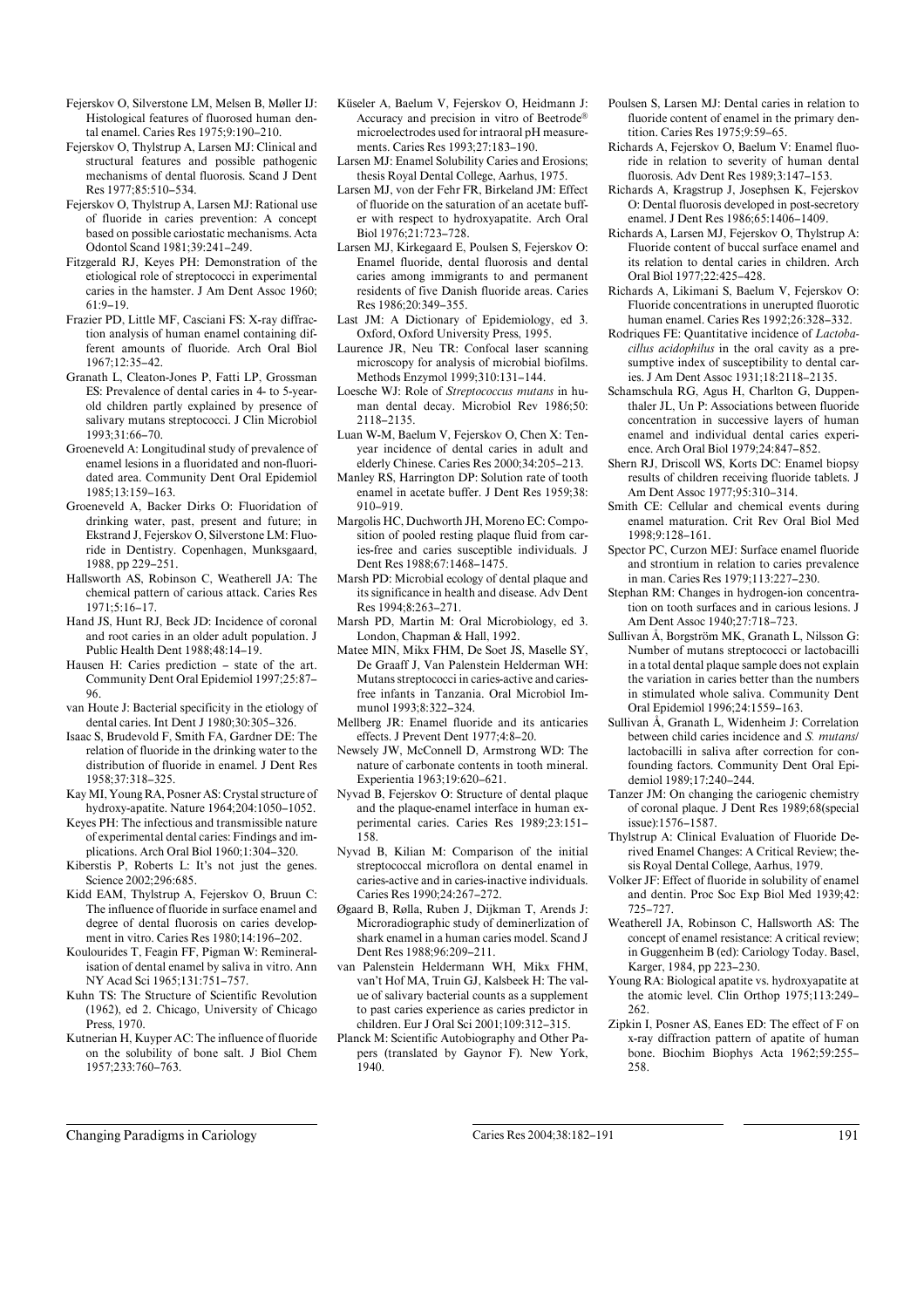Fejerskov O, Silverstone LM, Melsen B, Møller IJ: Histological features of fluorosed human dental enamel. Caries Res 1975;9:190–210.

Fejerskov O, Thylstrup A, Larsen MJ: Clinical and structural features and possible pathogenic mechanisms of dental fluorosis. Scand J Dent Res 1977;85:510–534.

Fejerskov O, Thylstrup A, Larsen MJ: Rational use of fluoride in caries prevention: A concept based on possible cariostatic mechanisms. Acta Odontol Scand 1981;39:241–249.

Fitzgerald RJ, Keyes PH: Demonstration of the etiological role of streptococci in experimental caries in the hamster. J Am Dent Assoc 1960; 61:9–19.

Frazier PD, Little MF, Casciani FS: X-ray diffraction analysis of human enamel containing different amounts of fluoride. Arch Oral Biol 1967;12:35–42.

Granath L, Cleaton-Jones P, Fatti LP, Grossman ES: Prevalence of dental caries in 4- to 5-year-old children partly explained by presence of salivary mutans streptococci. J Clin Microbiol 1993;31:66–70.

Groeneveld A: Longitudinal study of prevalence of enamel lesions in a fluoridated and non-fluoridated area. Community Dent Oral Epidemiol 1985;13:159–163.

Groeneveld A, Backer Dirks O: Fluoridation of drinking water, past, present and future; in Ekstrand J, Fejerskov O, Silverstone LM: Fluoride in Dentistry. Copenhagen, Munksgaard, 1988, pp 229–251.

Hallsworth AS, Robinson C, Weatherell JA: The chemical pattern of carious attack. Caries Res 1971;5:16–17.

Hand JS, Hunt RJ, Beck JD: Incidence of coronal and root caries in an older adult population. J Public Health Dent 1988;48:14–19.

Hausen H: Caries prediction – state of the art. Community Dent Oral Epidemiol 1997;25:87–96.

van Houte J: Bacterial specificity in the etiology of dental caries. Int Dent J 1980;30:305–326.

Isaac S, Brudevold F, Smith FA, Gardner DE: The relation of fluoride in the drinking water to the distribution of fluoride in enamel. J Dent Res 1958;37:318–325.

Kay MI, Young RA, Posner AS: Crystal structure of hydroxy-apatite. Nature 1964;204:1050–1052.

Keyes PH: The infectious and transmissible nature of experimental dental caries: Findings and implications. Arch Oral Biol 1960;1:304–320.

Kiberstis P, Roberts L: It's not just the genes. Science 2002;296:685.

Kidd EAM, Thylstrup A, Fejerskov O, Bruun C: The influence of fluoride in surface enamel and degree of dental fluorosis on caries development in vitro. Caries Res 1980;14:196–202.

Koulourides T, Feagin FF, Pigman W: Remineralisation of dental enamel by saliva in vitro. Ann NY Acad Sci 1965;131:751–757.

Kuhn TS: The Structure of Scientific Revolution (1962), ed 2. Chicago, University of Chicago Press, 1970.

Kutnerian H, Kuyper AC: The influence of fluoride on the solubility of bone salt. J Biol Chem 1957;233:760–763.

Küseler A, Baelum V, Fejerskov O, Heidmann J: Accuracy and precision in vitro of Beetrode® microelectrodes used for intraoral pH measurements. Caries Res 1993;27:183–190.

Larsen MJ: Enamel Solubility Caries and Erosions; thesis Royal Dental College, Aarhus, 1975.

Larsen MJ, von der Fehr FR, Birkeland JM: Effect of fluoride on the saturation of an acetate buffer with respect to hydroxyapatite. Arch Oral Biol 1976;21:723–728.

Larsen MJ, Kirkegaard E, Poulsen S, Fejerskov O: Enamel fluoride, dental fluorosis and dental caries among immigrants to and permanent residents of five Danish fluoride areas. Caries Res 1986;20:349–355.

Last JM: A Dictionary of Epidemiology, ed 3. Oxford, Oxford University Press, 1995.

Laurence JR, Neu TR: Confocal laser scanning microscopy for analysis of microbial biofilms. Methods Enzymol 1999;310:131–144.

Loesche WJ: Role of *Streptococcus mutans* in human dental decay. Microbiol Rev 1986;50: 2118–2135.

Luan W-M, Baelum V, Fejerskov O, Chen X: Ten-year incidence of dental caries in adult and elderly Chinese. Caries Res 2000;34:205–213.

Manley RS, Harrington DP: Solution rate of tooth enamel in acetate buffer. J Dent Res 1959;38: 910–919.

Margolis HC, Duchworth JH, Moreno EC: Composition of pooled resting plaque fluid from caries-free and caries susceptible individuals. J Dent Res 1988;67:1468–1475.

Marsh PD: Microbial ecology of dental plaque and its significance in health and disease. Adv Dent Res 1994;8:263–271.

Marsh PD, Martin M: Oral Microbiology, ed 3. London, Chapman & Hall, 1992.

Matee MIN, Mikx FHM, De Soet JS, Maselle SY, De Graaff J, Van Palenstein Helderman WH: Mutans streptococci in caries-active and caries-free infants in Tanzania. Oral Microbiol Immunol 1993;8:322–324.

Mellberg JR: Enamel fluoride and its anticaries effects. J Prevent Dent 1977;4:8–20.

Newsely JW, McConnell D, Armstrong WD: The nature of carbonate contents in tooth mineral. Experientia 1963;19:620–621.

Nyvad B, Fejerskov O: Structure of dental plaque and the plaque-enamel interface in human experimental caries. Caries Res 1989;23:151–158.

Nyvad B, Kilian M: Comparison of the initial streptococcal microflora on dental enamel in caries-active and in caries-inactive individuals. Caries Res 1990;24:267–272.

Øgaard B, Rølla, Ruben J, Dijkman T, Arends J: Microradiographic study of deminerlization of shark enamel in a human caries model. Scand J Dent Res 1988;96:209–211.

van Palenstein Heldermann WH, Mikx FHM, van't Hof MA, Truin GJ, Kalsbeek H: The value of salivary bacterial counts as a supplement to past caries experience as caries predictor in children. Eur J Oral Sci 2001;109:312–315.

Planck M: Scientific Autobiography and Other Papers (translated by Gaynor F). New York, 1940.

Poulsen S, Larsen MJ: Dental caries in relation to fluoride content of enamel in the primary dentition. Caries Res 1975;9:59–65.

Richards A, Fejerskov O, Baelum V: Enamel fluoride in relation to severity of human dental fluorosis. Adv Dent Res 1989;3:147–153.

Richards A, Kragstrup J, Josephsen K, Fejerskov O: Dental fluorosis developed in post-secretory enamel. J Dent Res 1986;65:1406–1409.

Richards A, Larsen MJ, Fejerskov O, Thylstrup A: Fluoride content of buccal surface enamel and its relation to dental caries in children. Arch Oral Biol 1977;22:425–428.

Richards A, Likimani S, Baelum V, Fejerskov O: Fluoride concentrations in unerupted fluorotic human enamel. Caries Res 1992;26:328–332.

Rodriques FE: Quantitative incidence of *Lactobacillus acidophilus* in the oral cavity as a presumptive index of susceptibility to dental caries. J Am Dent Assoc 1931;18:2118–2135.

Schamschula RG, Agus H, Charlton G, Duppenthaler JL, Un P: Associations between fluoride concentration in successive layers of human enamel and individual dental caries experience. Arch Oral Biol 1979;24:847–852.

Shern RJ, Driscoll WS, Korts DC: Enamel biopsy results of children receiving fluoride tablets. J Am Dent Assoc 1977;95:310–314.

Smith CE: Cellular and chemical events during enamel maturation. Crit Rev Oral Biol Med 1998;9:128–161.

Spector PC, Curzon MEJ: Surface enamel fluoride and strontium in relation to caries prevalence in man. Caries Res 1979;113:227–230.

Stephan RM: Changes in hydrogen-ion concentration on tooth surfaces and in carious lesions. J Am Dent Assoc 1940;27:718–723.

Sullivan Å, Borgström MK, Granath L, Nilsson G: Number of mutans streptococci or lactobacilli in a total dental plaque sample does not explain the variation in caries better than the numbers in stimulated whole saliva. Community Dent Oral Epidemiol 1996;24:1559–163.

Sullivan Å, Granath L, Widenheim J: Correlation between child caries incidence and *S. mutans*/lactobacilli in saliva after correction for confounding factors. Community Dent Oral Epidemiol 1989;17:240–244.

Tanzer JM: On changing the cariogenic chemistry of coronal plaque. J Dent Res 1989;68(special issue):1576–1587.

Thylstrup A: Clinical Evaluation of Fluoride Derived Enamel Changes: A Critical Review; thesis Royal Dental College, Aarhus, 1979.

Volker JF: Effect of fluoride in solubility of enamel and dentin. Proc Soc Exp Biol Med 1939;42: 725–727.

Weatherell JA, Robinson C, Hallsworth AS: The concept of enamel resistance: A critical review; in Guggenheim B (ed): Cariology Today. Basel, Karger, 1984, pp 223–230.

Young RA: Biological apatite vs. hydroxyapatite at the atomic level. Clin Orthop 1975;113:249–262.

Zipkin I, Posner AS, Eanes ED: The effect of F on x-ray diffraction pattern of apatite of human bone. Biochim Biophys Acta 1962;59:255–258.